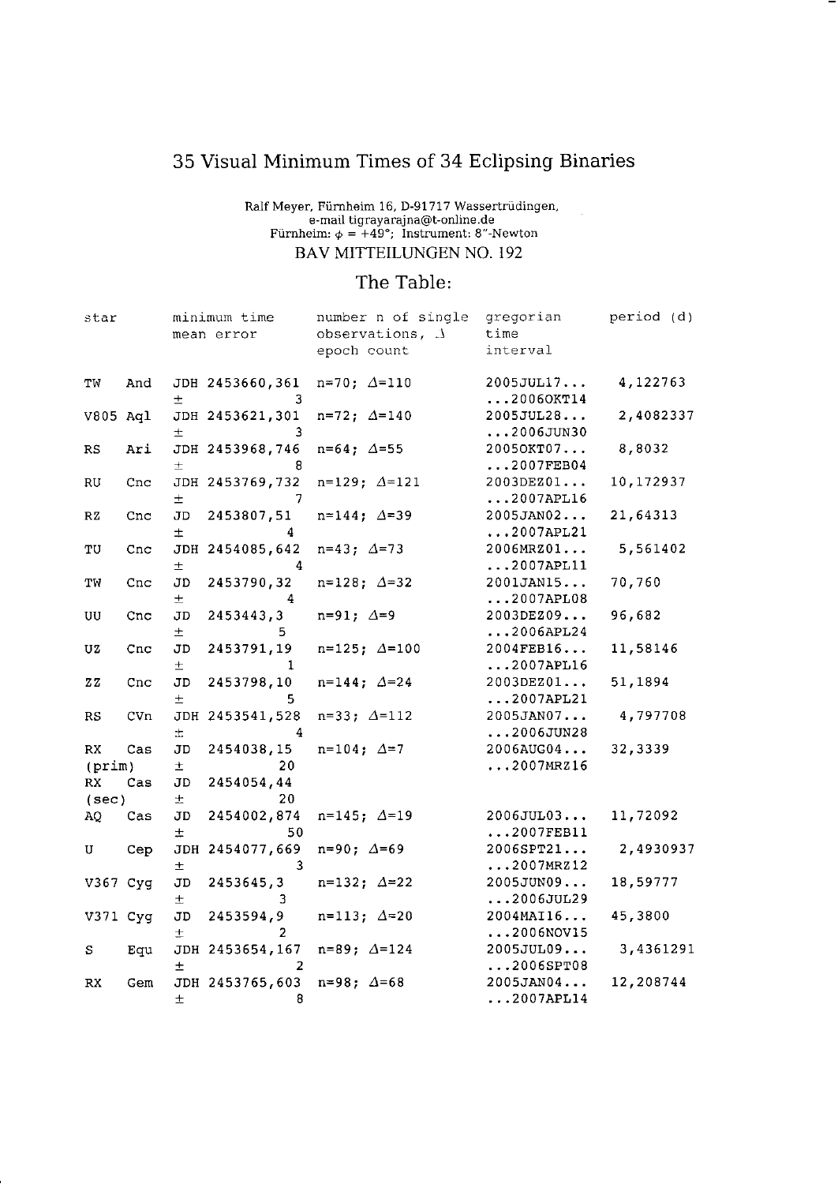# 35 Visual Minimum Times of 34 Eclipsing Binaries

Ralf Meyer, Fürnheim 16, D-91717 Wassertrüdingen,
e-mail tigrayarajna@t-online.de
Fürnheim: $\phi = +49°$; Instrument: 8"-Newton

BAV MITTEILUNGEN NO. 192

## The Table:

| star | minimum time mean error | number n of single observations, $\Delta$ epoch count | gregorian time interval | period (d) |
|---|---|---|---|---|
| TW And | JDH 2453660,361 ± 3 | n=70; $\Delta$=110 | 2005JUL17... ...2006OKT14 | 4,122763 |
| V805 Aql | JDH 2453621,301 ± 3 | n=72; $\Delta$=140 | 2005JUL28... ...2006JUN30 | 2,4082337 |
| RS Ari | JDH 2453968,746 ± 8 | n=64; $\Delta$=55 | 2005OKT07... ...2007FEB04 | 8,8032 |
| RU Cnc | JDH 2453769,732 ± 7 | n=129; $\Delta$=121 | 2003DEZ01... ...2007APL16 | 10,172937 |
| RZ Cnc | JD 2453807,51 ± 4 | n=144; $\Delta$=39 | 2005JAN02... ...2007APL21 | 21,64313 |
| TU Cnc | JDH 2454085,642 ± 4 | n=43; $\Delta$=73 | 2006MRZ01... ...2007APL11 | 5,561402 |
| TW Cnc | JD 2453790,32 ± 4 | n=128; $\Delta$=32 | 2001JAN15... ...2007APL08 | 70,760 |
| UU Cnc | JD 2453443,3 ± 5 | n=91; $\Delta$=9 | 2003DEZ09... ...2006APL24 | 96,682 |
| UZ Cnc | JD 2453791,19 ± 1 | n=125; $\Delta$=100 | 2004FEB16... ...2007APL16 | 11,58146 |
| ZZ Cnc | JD 2453798,10 ± 5 | n=144; $\Delta$=24 | 2003DEZ01... ...2007APL21 | 51,1894 |
| RS CVn | JDH 2453541,528 ± 4 | n=33; $\Delta$=112 | 2005JAN07... ...2006JUN28 | 4,797708 |
| RX Cas (prim) | JD 2454038,15 ± 20 | n=104; $\Delta$=7 | 2006AUG04... ...2007MRZ16 | 32,3339 |
| RX Cas (sec) | JD 2454054,44 ± 20 | | | |
| AQ Cas | JD 2454002,874 ± 50 | n=145; $\Delta$=19 | 2006JUL03... ...2007FEB11 | 11,72092 |
| U Cep | JDH 2454077,669 ± 3 | n=90; $\Delta$=69 | 2006SPT21... ...2007MRZ12 | 2,4930937 |
| V367 Cyg | JD 2453645,3 ± 3 | n=132; $\Delta$=22 | 2005JUN09... ...2006JUL29 | 18,59777 |
| V371 Cyg | JD 2453594,9 ± 2 | n=113; $\Delta$=20 | 2004MAI16... ...2006NOV15 | 45,3800 |
| S Equ | JDH 2453654,167 ± 2 | n=89; $\Delta$=124 | 2005JUL09... ...2006SPT08 | 3,4361291 |
| RX Gem | JDH 2453765,603 ± 8 | n=98; $\Delta$=68 | 2005JAN04... ...2007APL14 | 12,208744 |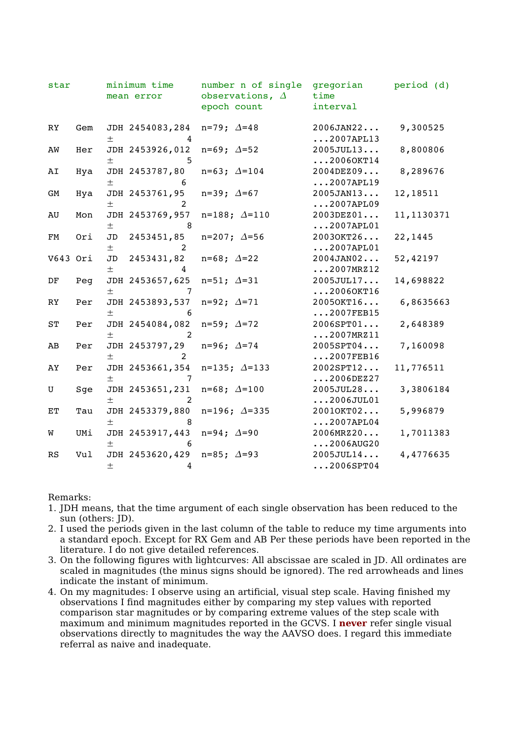| star | | minimum time mean error | number n of single observations, Δ epoch count | gregorian time interval | period (d) |
|---|---|---|---|---|---|
| RY | Gem | JDH 2454083,284 ± 4 | n=79; Δ=48 | 2006JAN22... ...2007APL13 | 9,300525 |
| AW | Her | JDH 2453926,012 ± 5 | n=69; Δ=52 | 2005JUL13... ...2006OKT14 | 8,800806 |
| AI | Hya | JDH 2453787,80 ± 6 | n=63; Δ=104 | 2004DEZ09... ...2007APL19 | 8,289676 |
| GM | Hya | JDH 2453761,95 ± 2 | n=39; Δ=67 | 2005JAN13... ...2007APL09 | 12,18511 |
| AU | Mon | JDH 2453769,957 ± 8 | n=188; Δ=110 | 2003DEZ01... ...2007APL01 | 11,1130371 |
| FM | Ori | JD 2453451,85 ± 2 | n=207; Δ=56 | 2003OKT26... ...2007APL01 | 22,1445 |
| V643 | Ori | JD 2453431,82 ± 4 | n=68; Δ=22 | 2004JAN02... ...2007MRZ12 | 52,42197 |
| DF | Peg | JDH 2453657,625 ± 7 | n=51; Δ=31 | 2005JUL17... ...2006OKT16 | 14,698822 |
| RY | Per | JDH 2453893,537 ± 6 | n=92; Δ=71 | 2005OKT16... ...2007FEB15 | 6,8635663 |
| ST | Per | JDH 2454084,082 ± 2 | n=59; Δ=72 | 2006SPT01... ...2007MRZ11 | 2,648389 |
| AB | Per | JDH 2453797,29 ± 2 | n=96; Δ=74 | 2005SPT04... ...2007FEB16 | 7,160098 |
| AY | Per | JDH 2453661,354 ± 7 | n=135; Δ=133 | 2002SPT12... ...2006DEZ27 | 11,776511 |
| U | Sge | JDH 2453651,231 ± 2 | n=68; Δ=100 | 2005JUL28... ...2006JUL01 | 3,3806184 |
| ET | Tau | JDH 2453379,880 ± 8 | n=196; Δ=335 | 2001OKT02... ...2007APL04 | 5,996879 |
| W | UMi | JDH 2453917,443 ± 6 | n=94; Δ=90 | 2006MRZ20... ...2006AUG20 | 1,7011383 |
| RS | Vul | JDH 2453620,429 ± 4 | n=85; Δ=93 | 2005JUL14... ...2006SPT04 | 4,4776635 |

Remarks:

1. JDH means, that the time argument of each single observation has been reduced to the sun (others: JD).
2. I used the periods given in the last column of the table to reduce my time arguments into a standard epoch. Except for RX Gem and AB Per these periods have been reported in the literature. I do not give detailed references.
3. On the following figures with lightcurves: All abscissae are scaled in JD. All ordinates are scaled in magnitudes (the minus signs should be ignored). The red arrowheads and lines indicate the instant of minimum.
4. On my magnitudes: I observe using an artificial, visual step scale. Having finished my observations I find magnitudes either by comparing my step values with reported comparison star magnitudes or by comparing extreme values of the step scale with maximum and minimum magnitudes reported in the GCVS. I **never** refer single visual observations directly to magnitudes the way the AAVSO does. I regard this immediate referral as naive and inadequate.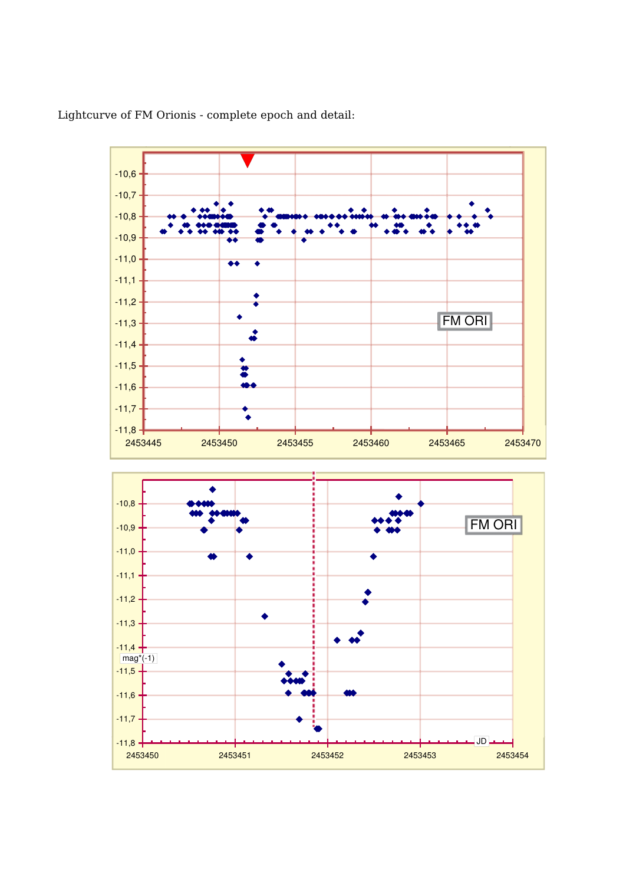Lightcurve of FM Orionis - complete epoch and detail:

-10,6
-10,7
-10,8
-10,9
-11,0
-11,1
-11,2
-11,3
-11,4
-11,5
-11,6
-11,7
-11,8

2453445
2453450
2453455
2453460
2453465
2453470

FM ORI

-10,8
-10,9
-11,0
-11,1
-11,2
-11,3
-11,4
mag*(-1)
-11,5
-11,6
-11,7
-11,8

2453450
2453451
2453452
2453453
JD
2453454

FM ORI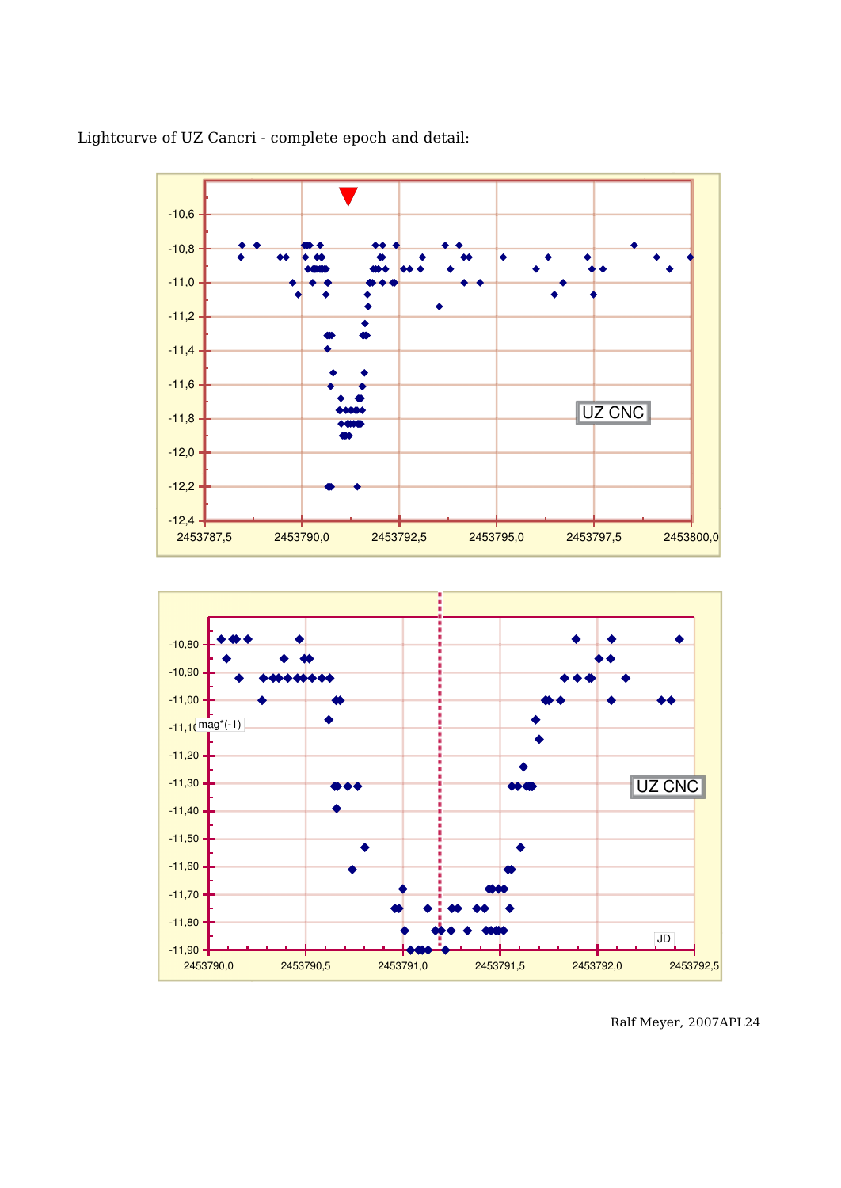Lightcurve of UZ Cancri - complete epoch and detail:

-10,6
-10,8
-11,0
-11,2
-11,4
-11,6
-11,8
-12,0
-12,2
-12,4

2453787,5
2453790,0
2453792,5
2453795,0
2453797,5
2453800,0

UZ CNC

-10,80
-10,90
-11,00
-11,10
mag*(-1)
-11,20
-11,30
-11,40
-11,50
-11,60
-11,70
-11,80
-11,90

2453790,0
2453790,5
2453791,0
2453791,5
2453792,0
2453792,5

UZ CNC

JD

Ralf Meyer, 2007APL24